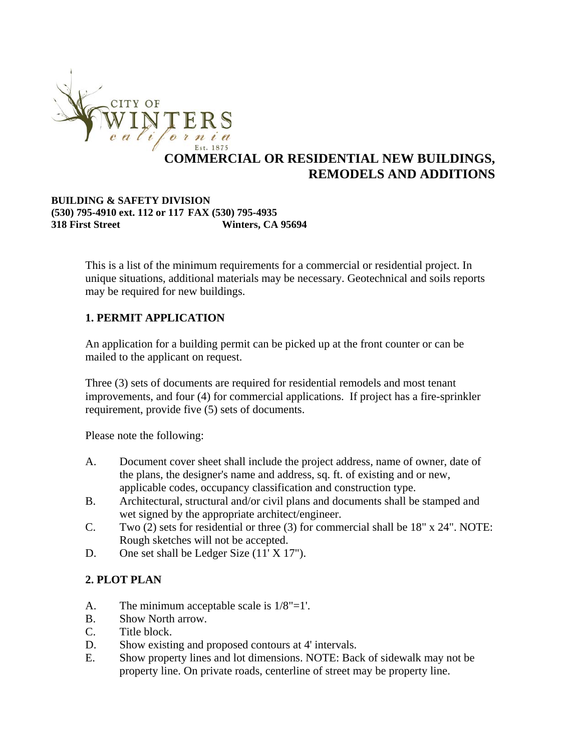CITY OF WINTERS california Est. 1875

# COMMERCIAL OR RESIDENTIAL NEW BUILDINGS, REMODELS AND ADDITIONS

**BUILDING & SAFETY DIVISION**
**(530) 795-4910 ext. 112 or 117 FAX (530) 795-4935**
**318 First Street Winters, CA 95694**

This is a list of the minimum requirements for a commercial or residential project. In unique situations, additional materials may be necessary. Geotechnical and soils reports may be required for new buildings.

## 1. PERMIT APPLICATION

An application for a building permit can be picked up at the front counter or can be mailed to the applicant on request.

Three (3) sets of documents are required for residential remodels and most tenant improvements, and four (4) for commercial applications. If project has a fire-sprinkler requirement, provide five (5) sets of documents.

Please note the following:

A. Document cover sheet shall include the project address, name of owner, date of the plans, the designer's name and address, sq. ft. of existing and or new, applicable codes, occupancy classification and construction type.
B. Architectural, structural and/or civil plans and documents shall be stamped and wet signed by the appropriate architect/engineer.
C. Two (2) sets for residential or three (3) for commercial shall be 18" x 24". NOTE: Rough sketches will not be accepted.
D. One set shall be Ledger Size (11' X 17").

## 2. PLOT PLAN

A. The minimum acceptable scale is 1/8"=1'.
B. Show North arrow.
C. Title block.
D. Show existing and proposed contours at 4' intervals.
E. Show property lines and lot dimensions. NOTE: Back of sidewalk may not be property line. On private roads, centerline of street may be property line.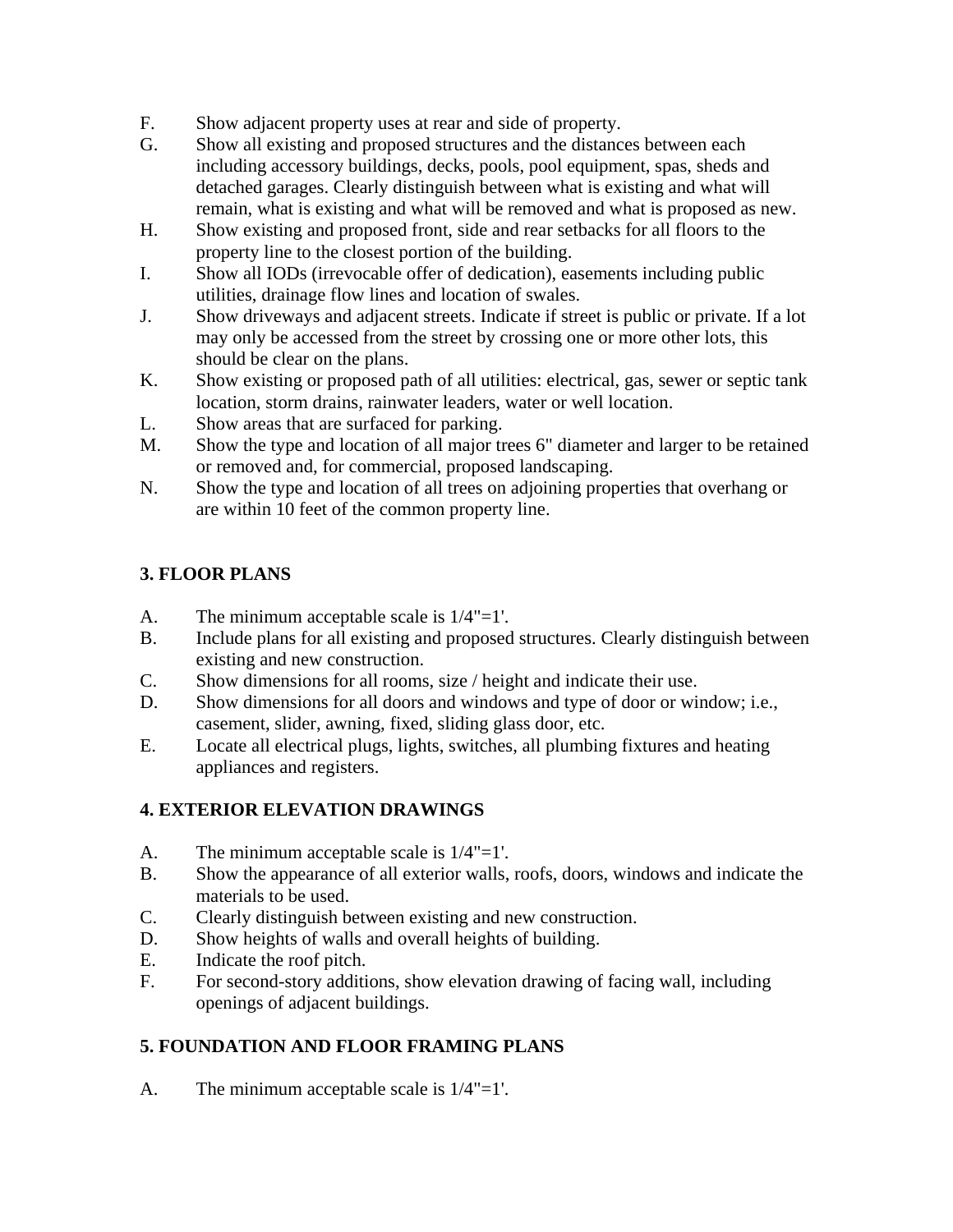F. Show adjacent property uses at rear and side of property.

G. Show all existing and proposed structures and the distances between each including accessory buildings, decks, pools, pool equipment, spas, sheds and detached garages. Clearly distinguish between what is existing and what will remain, what is existing and what will be removed and what is proposed as new.

H. Show existing and proposed front, side and rear setbacks for all floors to the property line to the closest portion of the building.

I. Show all IODs (irrevocable offer of dedication), easements including public utilities, drainage flow lines and location of swales.

J. Show driveways and adjacent streets. Indicate if street is public or private. If a lot may only be accessed from the street by crossing one or more other lots, this should be clear on the plans.

K. Show existing or proposed path of all utilities: electrical, gas, sewer or septic tank location, storm drains, rainwater leaders, water or well location.

L. Show areas that are surfaced for parking.

M. Show the type and location of all major trees 6" diameter and larger to be retained or removed and, for commercial, proposed landscaping.

N. Show the type and location of all trees on adjoining properties that overhang or are within 10 feet of the common property line.

## 3. FLOOR PLANS

A. The minimum acceptable scale is 1/4"=1'.

B. Include plans for all existing and proposed structures. Clearly distinguish between existing and new construction.

C. Show dimensions for all rooms, size / height and indicate their use.

D. Show dimensions for all doors and windows and type of door or window; i.e., casement, slider, awning, fixed, sliding glass door, etc.

E. Locate all electrical plugs, lights, switches, all plumbing fixtures and heating appliances and registers.

## 4. EXTERIOR ELEVATION DRAWINGS

A. The minimum acceptable scale is 1/4"=1'.

B. Show the appearance of all exterior walls, roofs, doors, windows and indicate the materials to be used.

C. Clearly distinguish between existing and new construction.

D. Show heights of walls and overall heights of building.

E. Indicate the roof pitch.

F. For second-story additions, show elevation drawing of facing wall, including openings of adjacent buildings.

## 5. FOUNDATION AND FLOOR FRAMING PLANS

A. The minimum acceptable scale is 1/4"=1'.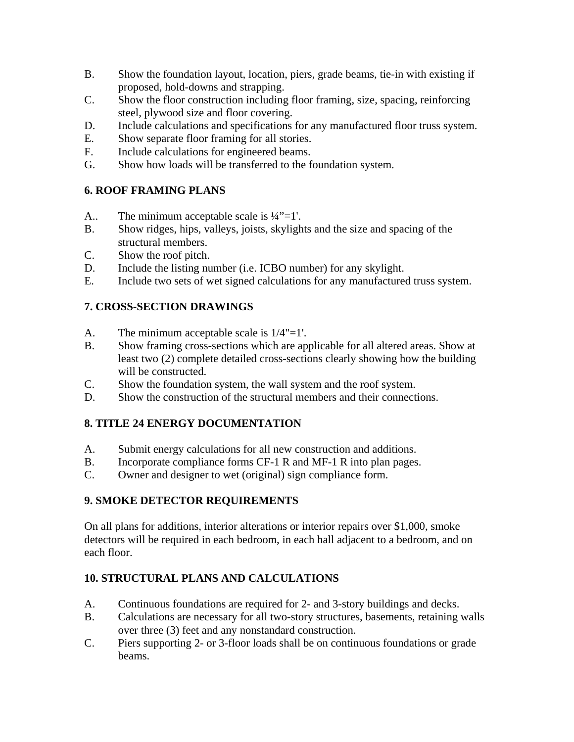B. Show the foundation layout, location, piers, grade beams, tie-in with existing if proposed, hold-downs and strapping.
C. Show the floor construction including floor framing, size, spacing, reinforcing steel, plywood size and floor covering.
D. Include calculations and specifications for any manufactured floor truss system.
E. Show separate floor framing for all stories.
F. Include calculations for engineered beams.
G. Show how loads will be transferred to the foundation system.

### 6. ROOF FRAMING PLANS

A.. The minimum acceptable scale is ¼”=1'.
B. Show ridges, hips, valleys, joists, skylights and the size and spacing of the structural members.
C. Show the roof pitch.
D. Include the listing number (i.e. ICBO number) for any skylight.
E. Include two sets of wet signed calculations for any manufactured truss system.

### 7. CROSS-SECTION DRAWINGS

A. The minimum acceptable scale is 1/4"=1'.
B. Show framing cross-sections which are applicable for all altered areas. Show at least two (2) complete detailed cross-sections clearly showing how the building will be constructed.
C. Show the foundation system, the wall system and the roof system.
D. Show the construction of the structural members and their connections.

### 8. TITLE 24 ENERGY DOCUMENTATION

A. Submit energy calculations for all new construction and additions.
B. Incorporate compliance forms CF-1 R and MF-1 R into plan pages.
C. Owner and designer to wet (original) sign compliance form.

### 9. SMOKE DETECTOR REQUIREMENTS

On all plans for additions, interior alterations or interior repairs over $1,000, smoke detectors will be required in each bedroom, in each hall adjacent to a bedroom, and on each floor.

### 10. STRUCTURAL PLANS AND CALCULATIONS

A. Continuous foundations are required for 2- and 3-story buildings and decks.
B. Calculations are necessary for all two-story structures, basements, retaining walls over three (3) feet and any nonstandard construction.
C. Piers supporting 2- or 3-floor loads shall be on continuous foundations or grade beams.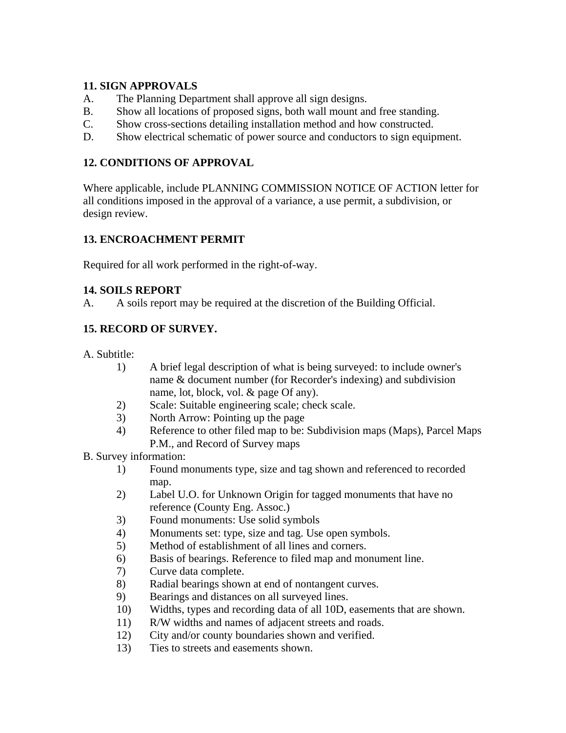**11. SIGN APPROVALS**

A. The Planning Department shall approve all sign designs.

B. Show all locations of proposed signs, both wall mount and free standing.

C. Show cross-sections detailing installation method and how constructed.

D. Show electrical schematic of power source and conductors to sign equipment.

**12. CONDITIONS OF APPROVAL**

Where applicable, include PLANNING COMMISSION NOTICE OF ACTION letter for all conditions imposed in the approval of a variance, a use permit, a subdivision, or design review.

**13. ENCROACHMENT PERMIT**

Required for all work performed in the right-of-way.

**14. SOILS REPORT**

A. A soils report may be required at the discretion of the Building Official.

**15. RECORD OF SURVEY.**

A. Subtitle:

1) A brief legal description of what is being surveyed: to include owner's name & document number (for Recorder's indexing) and subdivision name, lot, block, vol. & page Of any).
2) Scale: Suitable engineering scale; check scale.
3) North Arrow: Pointing up the page
4) Reference to other filed map to be: Subdivision maps (Maps), Parcel Maps P.M., and Record of Survey maps

B. Survey information:

1) Found monuments type, size and tag shown and referenced to recorded map.
2) Label U.O. for Unknown Origin for tagged monuments that have no reference (County Eng. Assoc.)
3) Found monuments: Use solid symbols
4) Monuments set: type, size and tag. Use open symbols.
5) Method of establishment of all lines and corners.
6) Basis of bearings. Reference to filed map and monument line.
7) Curve data complete.
8) Radial bearings shown at end of nontangent curves.
9) Bearings and distances on all surveyed lines.
10) Widths, types and recording data of all 10D, easements that are shown.
11) R/W widths and names of adjacent streets and roads.
12) City and/or county boundaries shown and verified.
13) Ties to streets and easements shown.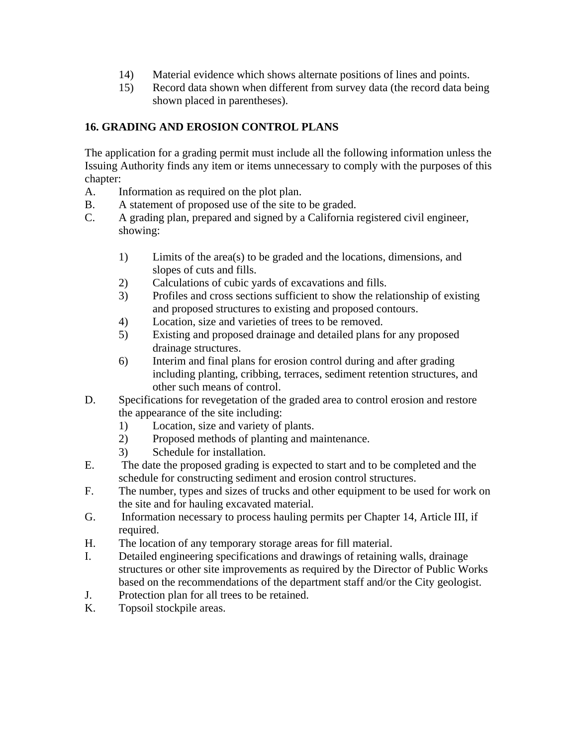14) Material evidence which shows alternate positions of lines and points.
15) Record data shown when different from survey data (the record data being shown placed in parentheses).

## 16. GRADING AND EROSION CONTROL PLANS

The application for a grading permit must include all the following information unless the Issuing Authority finds any item or items unnecessary to comply with the purposes of this chapter:

A. Information as required on the plot plan.
B. A statement of proposed use of the site to be graded.
C. A grading plan, prepared and signed by a California registered civil engineer, showing:

   1) Limits of the area(s) to be graded and the locations, dimensions, and slopes of cuts and fills.
   2) Calculations of cubic yards of excavations and fills.
   3) Profiles and cross sections sufficient to show the relationship of existing and proposed structures to existing and proposed contours.
   4) Location, size and varieties of trees to be removed.
   5) Existing and proposed drainage and detailed plans for any proposed drainage structures.
   6) Interim and final plans for erosion control during and after grading including planting, cribbing, terraces, sediment retention structures, and other such means of control.

D. Specifications for revegetation of the graded area to control erosion and restore the appearance of the site including:
   1) Location, size and variety of plants.
   2) Proposed methods of planting and maintenance.
   3) Schedule for installation.

E. The date the proposed grading is expected to start and to be completed and the schedule for constructing sediment and erosion control structures.
F. The number, types and sizes of trucks and other equipment to be used for work on the site and for hauling excavated material.
G. Information necessary to process hauling permits per Chapter 14, Article III, if required.
H. The location of any temporary storage areas for fill material.
I. Detailed engineering specifications and drawings of retaining walls, drainage structures or other site improvements as required by the Director of Public Works based on the recommendations of the department staff and/or the City geologist.
J. Protection plan for all trees to be retained.
K. Topsoil stockpile areas.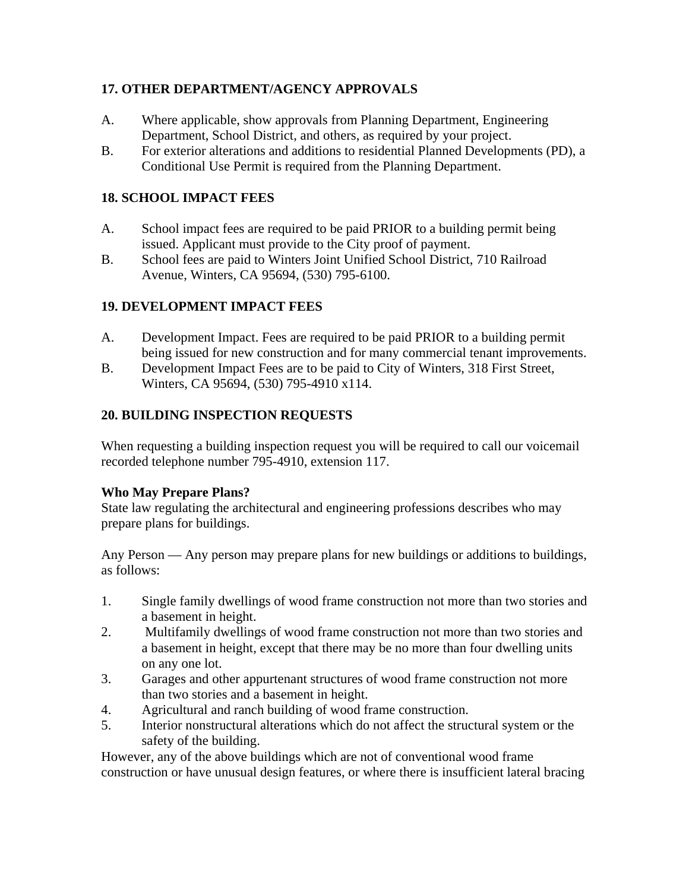## 17. OTHER DEPARTMENT/AGENCY APPROVALS

A. Where applicable, show approvals from Planning Department, Engineering Department, School District, and others, as required by your project.

B. For exterior alterations and additions to residential Planned Developments (PD), a Conditional Use Permit is required from the Planning Department.

## 18. SCHOOL IMPACT FEES

A. School impact fees are required to be paid PRIOR to a building permit being issued. Applicant must provide to the City proof of payment.

B. School fees are paid to Winters Joint Unified School District, 710 Railroad Avenue, Winters, CA 95694, (530) 795-6100.

## 19. DEVELOPMENT IMPACT FEES

A. Development Impact. Fees are required to be paid PRIOR to a building permit being issued for new construction and for many commercial tenant improvements.

B. Development Impact Fees are to be paid to City of Winters, 318 First Street, Winters, CA 95694, (530) 795-4910 x114.

## 20. BUILDING INSPECTION REQUESTS

When requesting a building inspection request you will be required to call our voicemail recorded telephone number 795-4910, extension 117.

**Who May Prepare Plans?**

State law regulating the architectural and engineering professions describes who may prepare plans for buildings.

Any Person — Any person may prepare plans for new buildings or additions to buildings, as follows:

1. Single family dwellings of wood frame construction not more than two stories and a basement in height.
2. Multifamily dwellings of wood frame construction not more than two stories and a basement in height, except that there may be no more than four dwelling units on any one lot.
3. Garages and other appurtenant structures of wood frame construction not more than two stories and a basement in height.
4. Agricultural and ranch building of wood frame construction.
5. Interior nonstructural alterations which do not affect the structural system or the safety of the building.

However, any of the above buildings which are not of conventional wood frame construction or have unusual design features, or where there is insufficient lateral bracing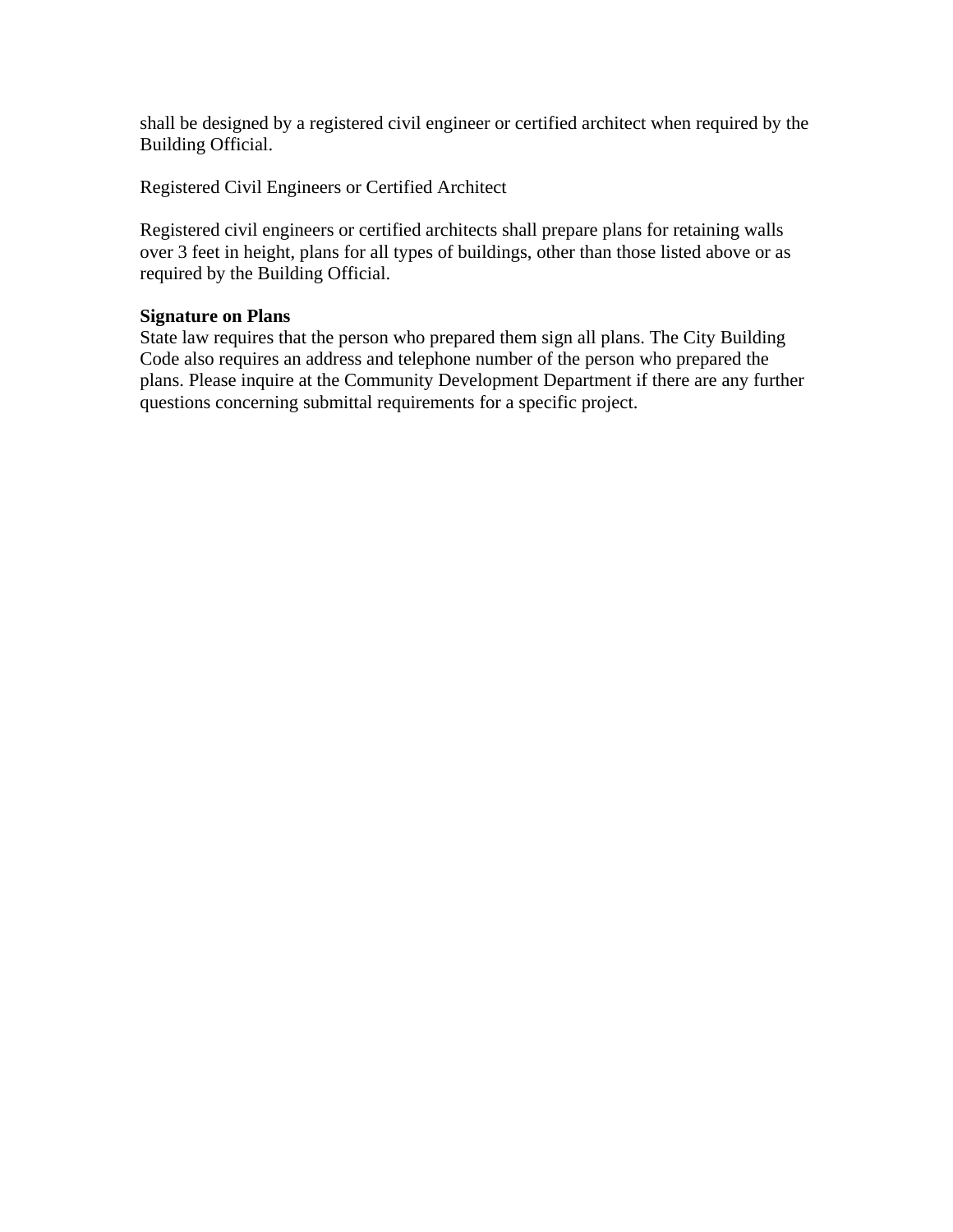shall be designed by a registered civil engineer or certified architect when required by the Building Official.

Registered Civil Engineers or Certified Architect

Registered civil engineers or certified architects shall prepare plans for retaining walls over 3 feet in height, plans for all types of buildings, other than those listed above or as required by the Building Official.

**Signature on Plans**
State law requires that the person who prepared them sign all plans. The City Building Code also requires an address and telephone number of the person who prepared the plans. Please inquire at the Community Development Department if there are any further questions concerning submittal requirements for a specific project.